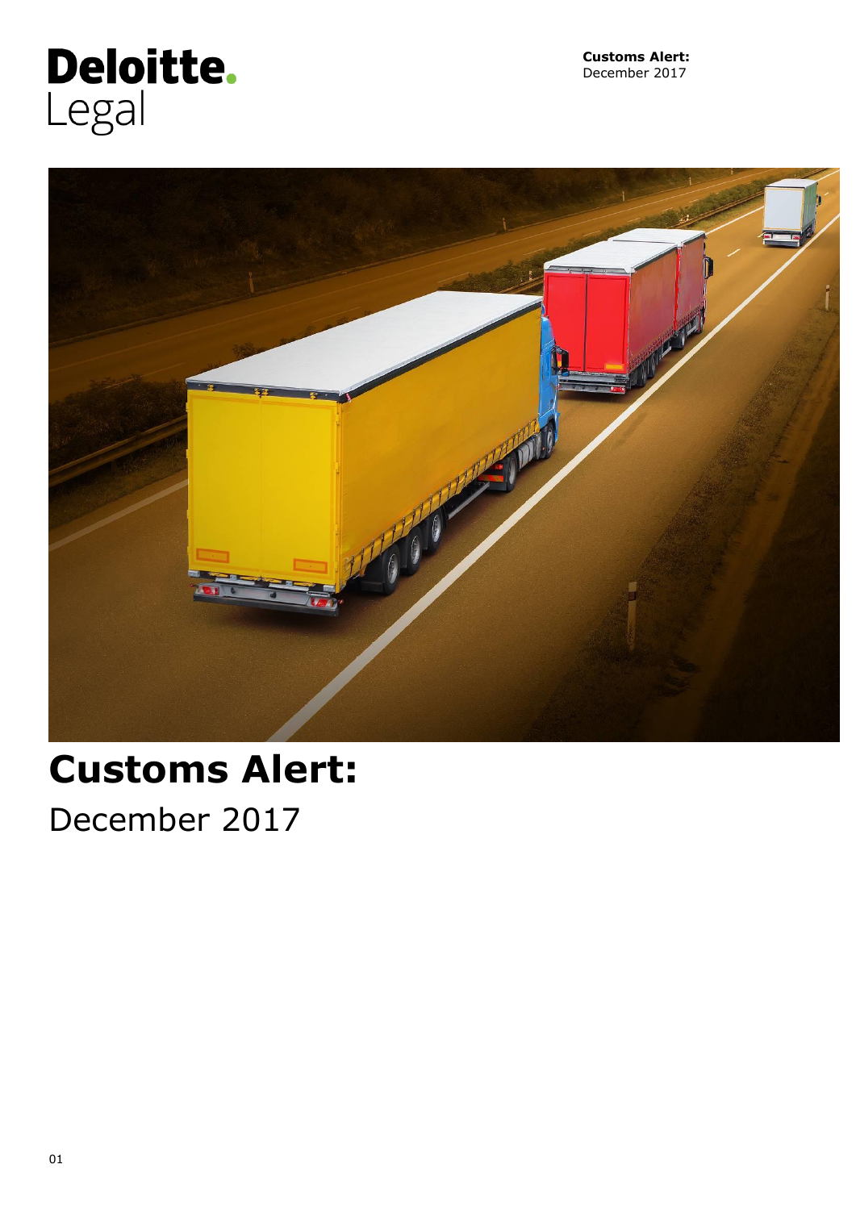Deloitte.
Legal

**Customs Alert:**
December 2017

# Customs Alert:

December 2017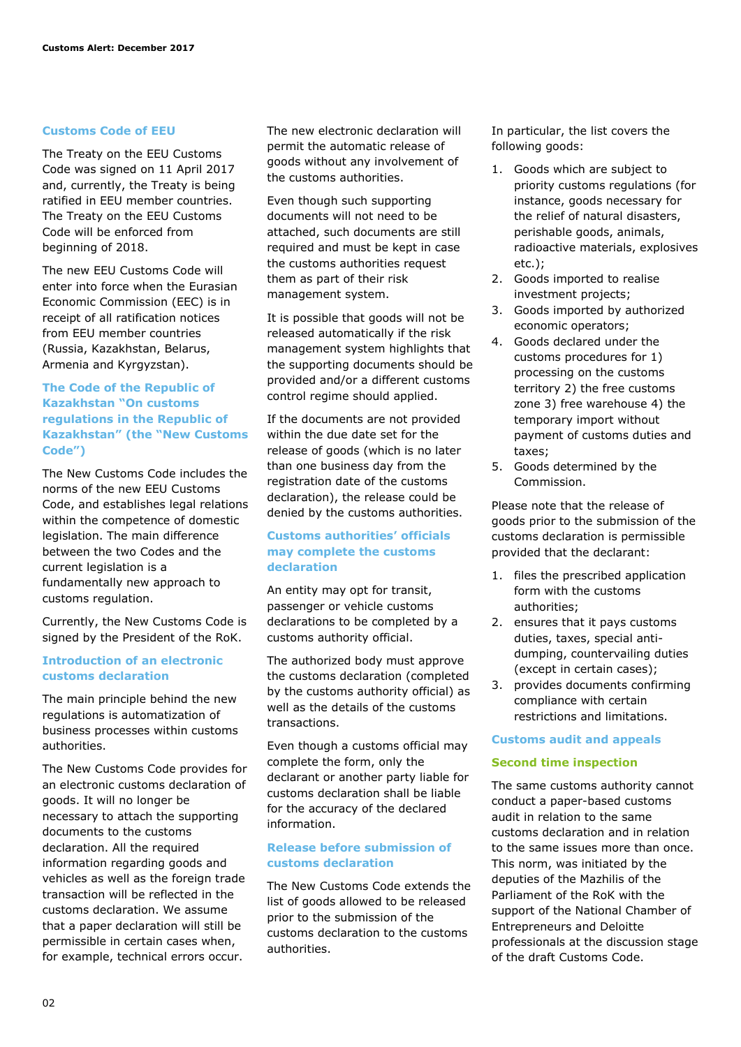## Customs Code of EEU

The Treaty on the EEU Customs Code was signed on 11 April 2017 and, currently, the Treaty is being ratified in EEU member countries. The Treaty on the EEU Customs Code will be enforced from beginning of 2018.

The new EEU Customs Code will enter into force when the Eurasian Economic Commission (EEC) is in receipt of all ratification notices from EEU member countries (Russia, Kazakhstan, Belarus, Armenia and Kyrgyzstan).

## The Code of the Republic of Kazakhstan "On customs regulations in the Republic of Kazakhstan" (the "New Customs Code")

The New Customs Code includes the norms of the new EEU Customs Code, and establishes legal relations within the competence of domestic legislation. The main difference between the two Codes and the current legislation is a fundamentally new approach to customs regulation.

Currently, the New Customs Code is signed by the President of the RoK.

### Introduction of an electronic customs declaration

The main principle behind the new regulations is automatization of business processes within customs authorities.

The New Customs Code provides for an electronic customs declaration of goods. It will no longer be necessary to attach the supporting documents to the customs declaration. All the required information regarding goods and vehicles as well as the foreign trade transaction will be reflected in the customs declaration. We assume that a paper declaration will still be permissible in certain cases when, for example, technical errors occur.

The new electronic declaration will permit the automatic release of goods without any involvement of the customs authorities.

Even though such supporting documents will not need to be attached, such documents are still required and must be kept in case the customs authorities request them as part of their risk management system.

It is possible that goods will not be released automatically if the risk management system highlights that the supporting documents should be provided and/or a different customs control regime should applied.

If the documents are not provided within the due date set for the release of goods (which is no later than one business day from the registration date of the customs declaration), the release could be denied by the customs authorities.

### Customs authorities' officials may complete the customs declaration

An entity may opt for transit, passenger or vehicle customs declarations to be completed by a customs authority official.

The authorized body must approve the customs declaration (completed by the customs authority official) as well as the details of the customs transactions.

Even though a customs official may complete the form, only the declarant or another party liable for customs declaration shall be liable for the accuracy of the declared information.

### Release before submission of customs declaration

The New Customs Code extends the list of goods allowed to be released prior to the submission of the customs declaration to the customs authorities.

In particular, the list covers the following goods:

1. Goods which are subject to priority customs regulations (for instance, goods necessary for the relief of natural disasters, perishable goods, animals, radioactive materials, explosives etc.);
2. Goods imported to realise investment projects;
3. Goods imported by authorized economic operators;
4. Goods declared under the customs procedures for 1) processing on the customs territory 2) the free customs zone 3) free warehouse 4) the temporary import without payment of customs duties and taxes;
5. Goods determined by the Commission.

Please note that the release of goods prior to the submission of the customs declaration is permissible provided that the declarant:

1. files the prescribed application form with the customs authorities;
2. ensures that it pays customs duties, taxes, special anti-dumping, countervailing duties (except in certain cases);
3. provides documents confirming compliance with certain restrictions and limitations.

### Customs audit and appeals

#### Second time inspection

The same customs authority cannot conduct a paper-based customs audit in relation to the same customs declaration and in relation to the same issues more than once. This norm, was initiated by the deputies of the Mazhilis of the Parliament of the RoK with the support of the National Chamber of Entrepreneurs and Deloitte professionals at the discussion stage of the draft Customs Code.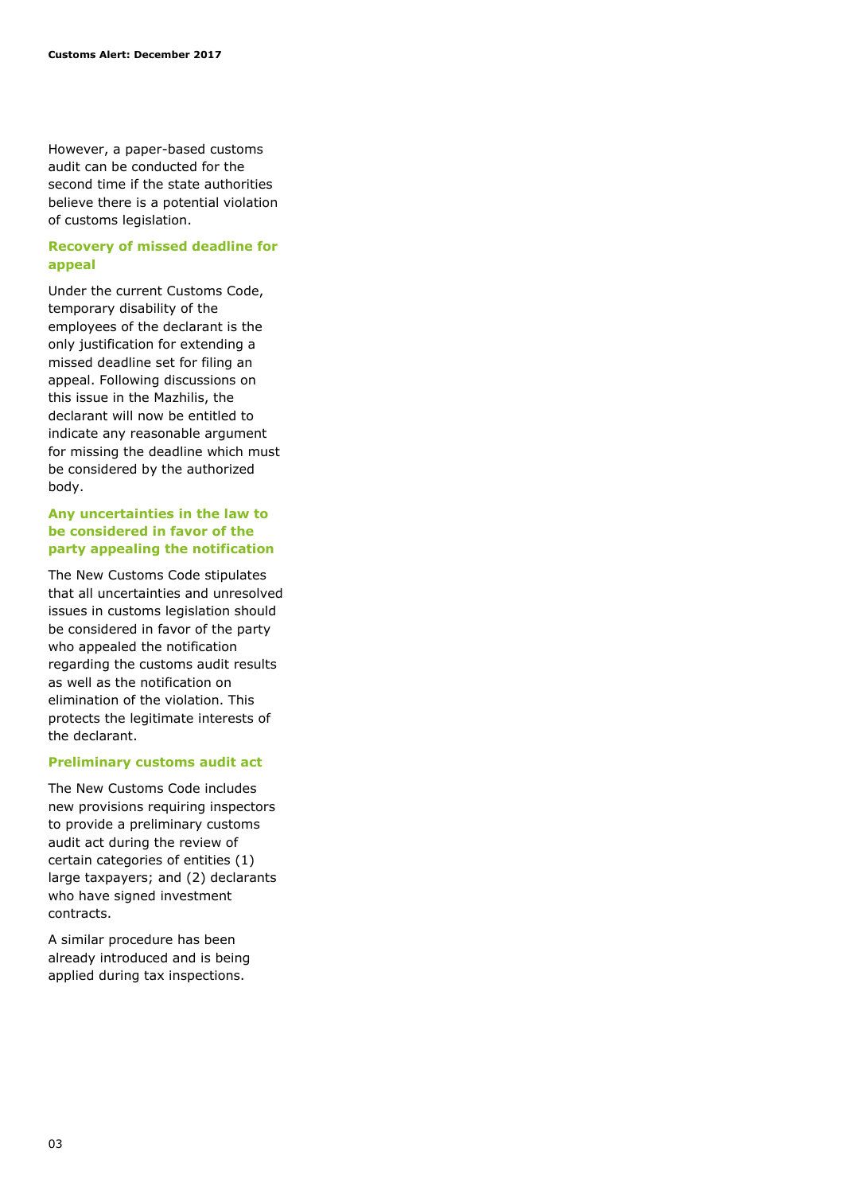However, a paper-based customs audit can be conducted for the second time if the state authorities believe there is a potential violation of customs legislation.

### Recovery of missed deadline for appeal

Under the current Customs Code, temporary disability of the employees of the declarant is the only justification for extending a missed deadline set for filing an appeal. Following discussions on this issue in the Mazhilis, the declarant will now be entitled to indicate any reasonable argument for missing the deadline which must be considered by the authorized body.

### Any uncertainties in the law to be considered in favor of the party appealing the notification

The New Customs Code stipulates that all uncertainties and unresolved issues in customs legislation should be considered in favor of the party who appealed the notification regarding the customs audit results as well as the notification on elimination of the violation. This protects the legitimate interests of the declarant.

### Preliminary customs audit act

The New Customs Code includes new provisions requiring inspectors to provide a preliminary customs audit act during the review of certain categories of entities (1) large taxpayers; and (2) declarants who have signed investment contracts.

A similar procedure has been already introduced and is being applied during tax inspections.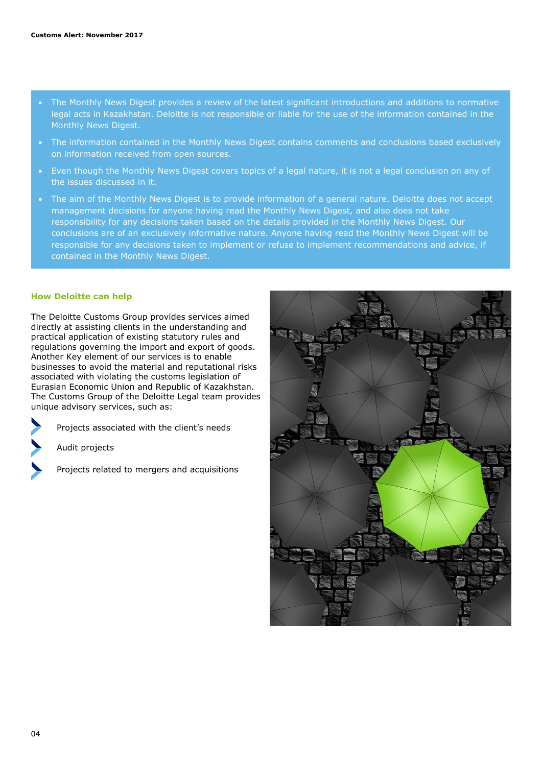- The Monthly News Digest provides a review of the latest significant introductions and additions to normative legal acts in Kazakhstan. Deloitte is not responsible or liable for the use of the information contained in the Monthly News Digest.
- The information contained in the Monthly News Digest contains comments and conclusions based exclusively on information received from open sources.
- Even though the Monthly News Digest covers topics of a legal nature, it is not a legal conclusion on any of the issues discussed in it.
- The aim of the Monthly News Digest is to provide information of a general nature. Deloitte does not accept management decisions for anyone having read the Monthly News Digest, and also does not take responsibility for any decisions taken based on the details provided in the Monthly News Digest. Our conclusions are of an exclusively informative nature. Anyone having read the Monthly News Digest will be responsible for any decisions taken to implement or refuse to implement recommendations and advice, if contained in the Monthly News Digest.

### How Deloitte can help

The Deloitte Customs Group provides services aimed directly at assisting clients in the understanding and practical application of existing statutory rules and regulations governing the import and export of goods. Another Key element of our services is to enable businesses to avoid the material and reputational risks associated with violating the customs legislation of Eurasian Economic Union and Republic of Kazakhstan. The Customs Group of the Deloitte Legal team provides unique advisory services, such as:

- Projects associated with the client's needs
- Audit projects
- Projects related to mergers and acquisitions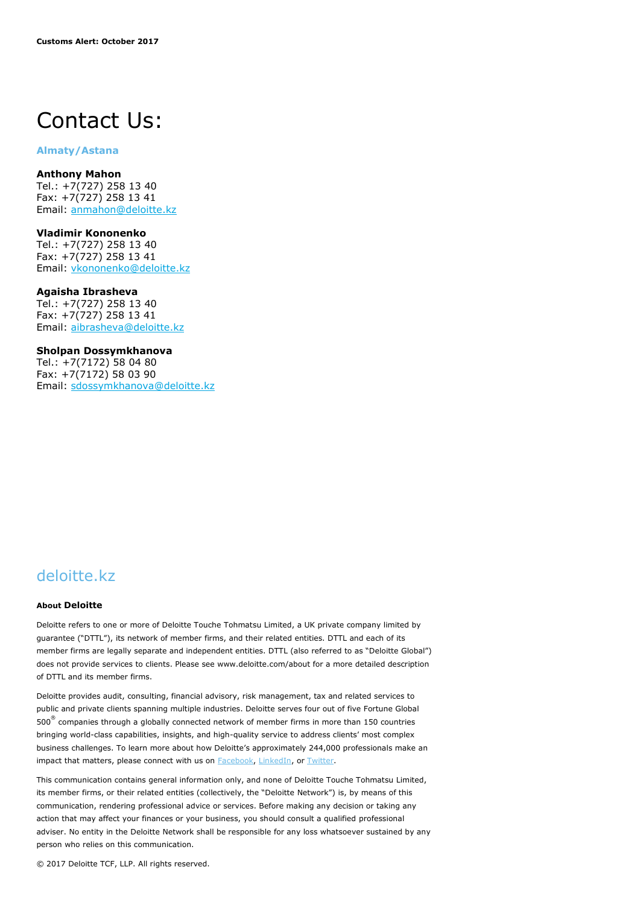# Contact Us:

**Almaty/Astana**

**Anthony Mahon**
Tel.: +7(727) 258 13 40
Fax: +7(727) 258 13 41
Email: anmahon@deloitte.kz

**Vladimir Kononenko**
Tel.: +7(727) 258 13 40
Fax: +7(727) 258 13 41
Email: vkononenko@deloitte.kz

**Agaisha Ibrasheva**
Tel.: +7(727) 258 13 40
Fax: +7(727) 258 13 41
Email: aibrasheva@deloitte.kz

**Sholpan Dossymkhanova**
Tel.: +7(7172) 58 04 80
Fax: +7(7172) 58 03 90
Email: sdossymkhanova@deloitte.kz

deloitte.kz

**About Deloitte**

Deloitte refers to one or more of Deloitte Touche Tohmatsu Limited, a UK private company limited by guarantee ("DTTL"), its network of member firms, and their related entities. DTTL and each of its member firms are legally separate and independent entities. DTTL (also referred to as "Deloitte Global") does not provide services to clients. Please see www.deloitte.com/about for a more detailed description of DTTL and its member firms.

Deloitte provides audit, consulting, financial advisory, risk management, tax and related services to public and private clients spanning multiple industries. Deloitte serves four out of five Fortune Global 500® companies through a globally connected network of member firms in more than 150 countries bringing world-class capabilities, insights, and high-quality service to address clients' most complex business challenges. To learn more about how Deloitte's approximately 244,000 professionals make an impact that matters, please connect with us on Facebook, LinkedIn, or Twitter.

This communication contains general information only, and none of Deloitte Touche Tohmatsu Limited, its member firms, or their related entities (collectively, the "Deloitte Network") is, by means of this communication, rendering professional advice or services. Before making any decision or taking any action that may affect your finances or your business, you should consult a qualified professional adviser. No entity in the Deloitte Network shall be responsible for any loss whatsoever sustained by any person who relies on this communication.

© 2017 Deloitte TCF, LLP. All rights reserved.